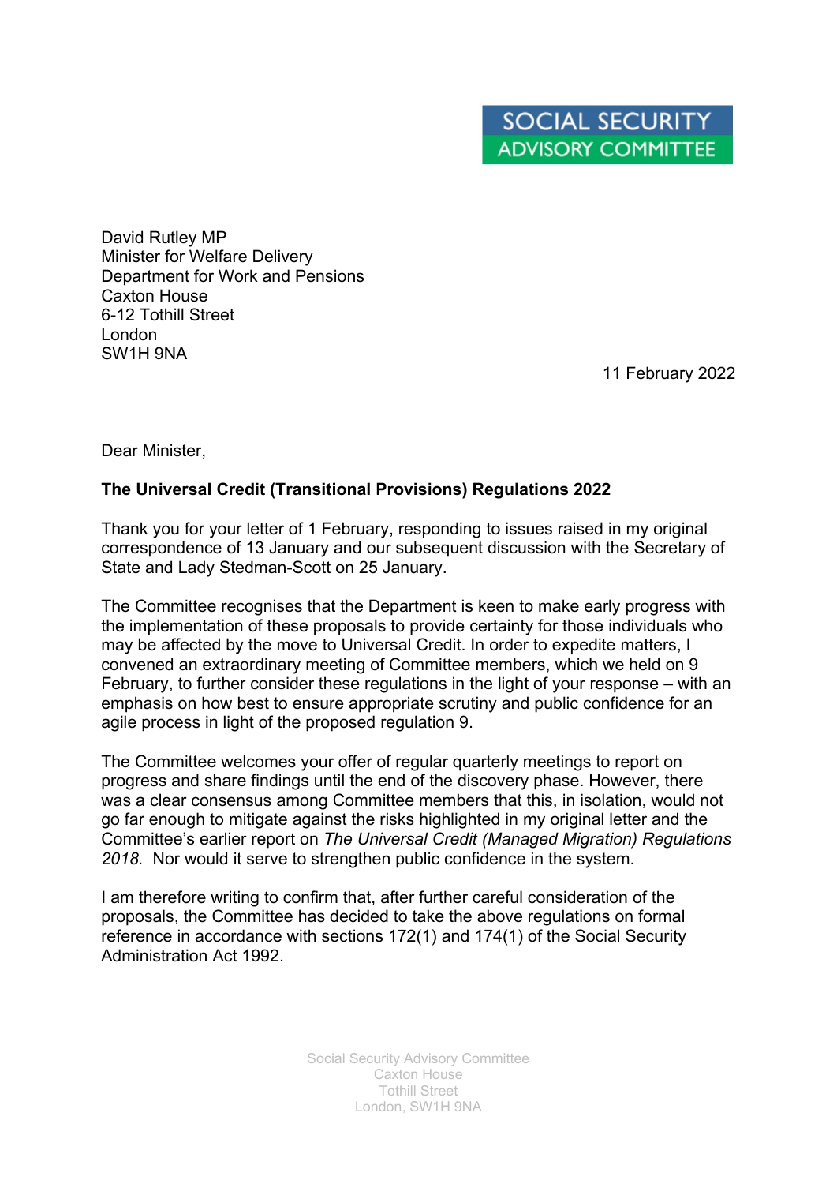SOCIAL SECURITY
ADVISORY COMMITTEE

David Rutley MP
Minister for Welfare Delivery
Department for Work and Pensions
Caxton House
6-12 Tothill Street
London
SW1H 9NA

11 February 2022

Dear Minister,

**The Universal Credit (Transitional Provisions) Regulations 2022**

Thank you for your letter of 1 February, responding to issues raised in my original correspondence of 13 January and our subsequent discussion with the Secretary of State and Lady Stedman-Scott on 25 January.

The Committee recognises that the Department is keen to make early progress with the implementation of these proposals to provide certainty for those individuals who may be affected by the move to Universal Credit. In order to expedite matters, I convened an extraordinary meeting of Committee members, which we held on 9 February, to further consider these regulations in the light of your response – with an emphasis on how best to ensure appropriate scrutiny and public confidence for an agile process in light of the proposed regulation 9.

The Committee welcomes your offer of regular quarterly meetings to report on progress and share findings until the end of the discovery phase. However, there was a clear consensus among Committee members that this, in isolation, would not go far enough to mitigate against the risks highlighted in my original letter and the Committee's earlier report on *The Universal Credit (Managed Migration) Regulations 2018.* Nor would it serve to strengthen public confidence in the system.

I am therefore writing to confirm that, after further careful consideration of the proposals, the Committee has decided to take the above regulations on formal reference in accordance with sections 172(1) and 174(1) of the Social Security Administration Act 1992.

Social Security Advisory Committee
Caxton House
Tothill Street
London, SW1H 9NA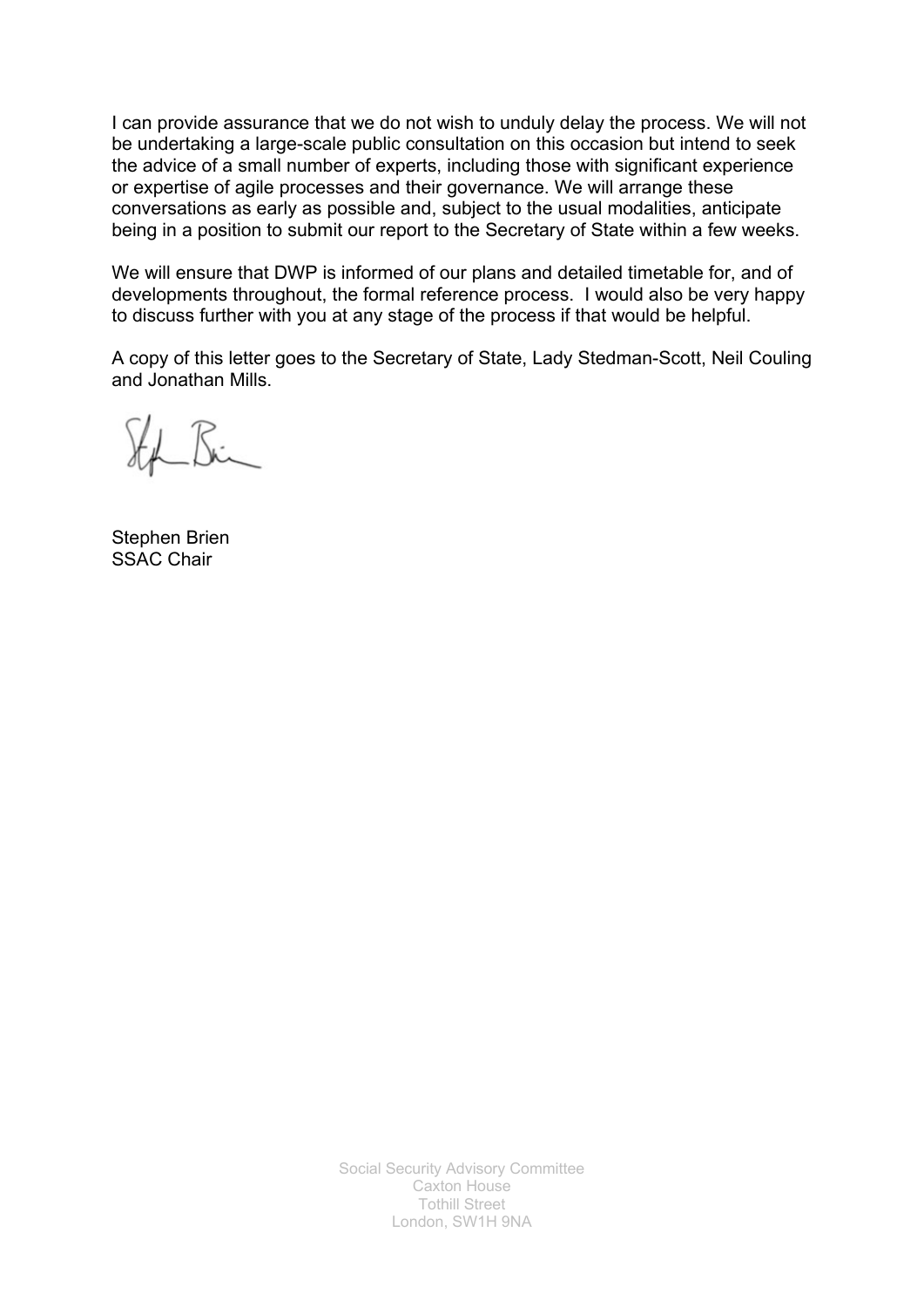I can provide assurance that we do not wish to unduly delay the process. We will not be undertaking a large-scale public consultation on this occasion but intend to seek the advice of a small number of experts, including those with significant experience or expertise of agile processes and their governance. We will arrange these conversations as early as possible and, subject to the usual modalities, anticipate being in a position to submit our report to the Secretary of State within a few weeks.

We will ensure that DWP is informed of our plans and detailed timetable for, and of developments throughout, the formal reference process. I would also be very happy to discuss further with you at any stage of the process if that would be helpful.

A copy of this letter goes to the Secretary of State, Lady Stedman-Scott, Neil Couling and Jonathan Mills.

Stephen Brien
SSAC Chair

Social Security Advisory Committee
Caxton House
Tothill Street
London, SW1H 9NA